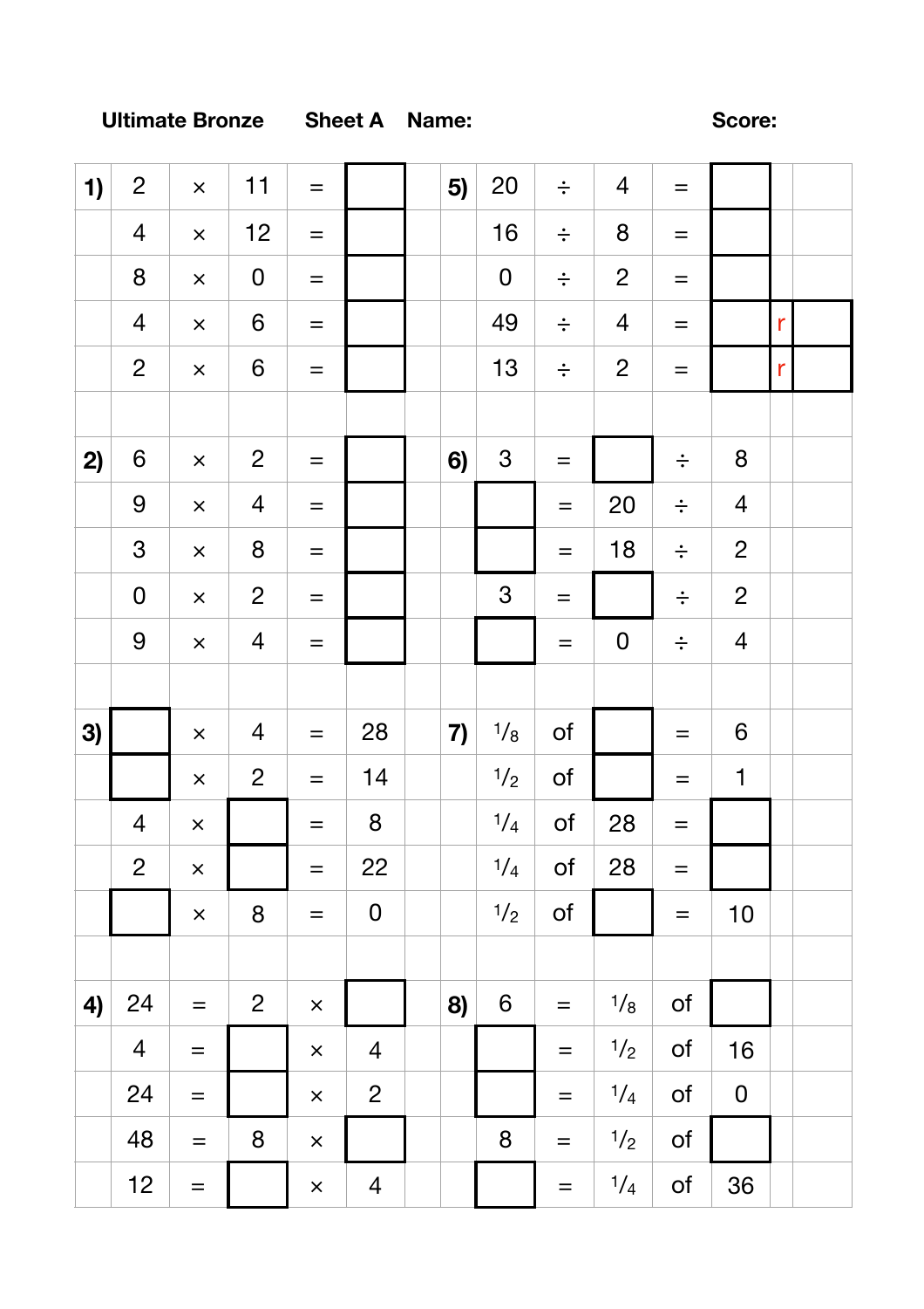**Ultimate Bronze** **Sheet A** **Name:** **Score:**

| | | | | | | | | | | | | | |
|---|---|---|---|---|---|---|---|---|---|---|---|---|---|
| **1)** | 2 | × | 11 | = | | **5)** | 20 | ÷ | 4 | = | | | |
| | 4 | × | 12 | = | | | 16 | ÷ | 8 | = | | | |
| | 8 | × | 0 | = | | | 0 | ÷ | 2 | = | | | |
| | 4 | × | 6 | = | | | 49 | ÷ | 4 | = | | r | |
| | 2 | × | 6 | = | | | 13 | ÷ | 2 | = | | r | |
| | | | | | | | | | | | | | |
| **2)** | 6 | × | 2 | = | | **6)** | 3 | = | | ÷ | 8 | | |
| | 9 | × | 4 | = | | | | = | 20 | ÷ | 4 | | |
| | 3 | × | 8 | = | | | | = | 18 | ÷ | 2 | | |
| | 0 | × | 2 | = | | | 3 | = | | ÷ | 2 | | |
| | 9 | × | 4 | = | | | | = | 0 | ÷ | 4 | | |
| | | | | | | | | | | | | | |
| **3)** | | × | 4 | = | 28 | **7)** | $\frac{1}{8}$ | of | | = | 6 | | |
| | | × | 2 | = | 14 | | $\frac{1}{2}$ | of | | = | 1 | | |
| | 4 | × | | = | 8 | | $\frac{1}{4}$ | of | 28 | = | | | |
| | 2 | × | | = | 22 | | $\frac{1}{4}$ | of | 28 | = | | | |
| | | × | 8 | = | 0 | | $\frac{1}{2}$ | of | | = | 10 | | |
| | | | | | | | | | | | | | |
| **4)** | 24 | = | 2 | × | | **8)** | 6 | = | $\frac{1}{8}$ | of | | | |
| | 4 | = | | × | 4 | | | = | $\frac{1}{2}$ | of | 16 | | |
| | 24 | = | | × | 2 | | | = | $\frac{1}{4}$ | of | 0 | | |
| | 48 | = | 8 | × | | | 8 | = | $\frac{1}{2}$ | of | | | |
| | 12 | = | | × | 4 | | | = | $\frac{1}{4}$ | of | 36 | | |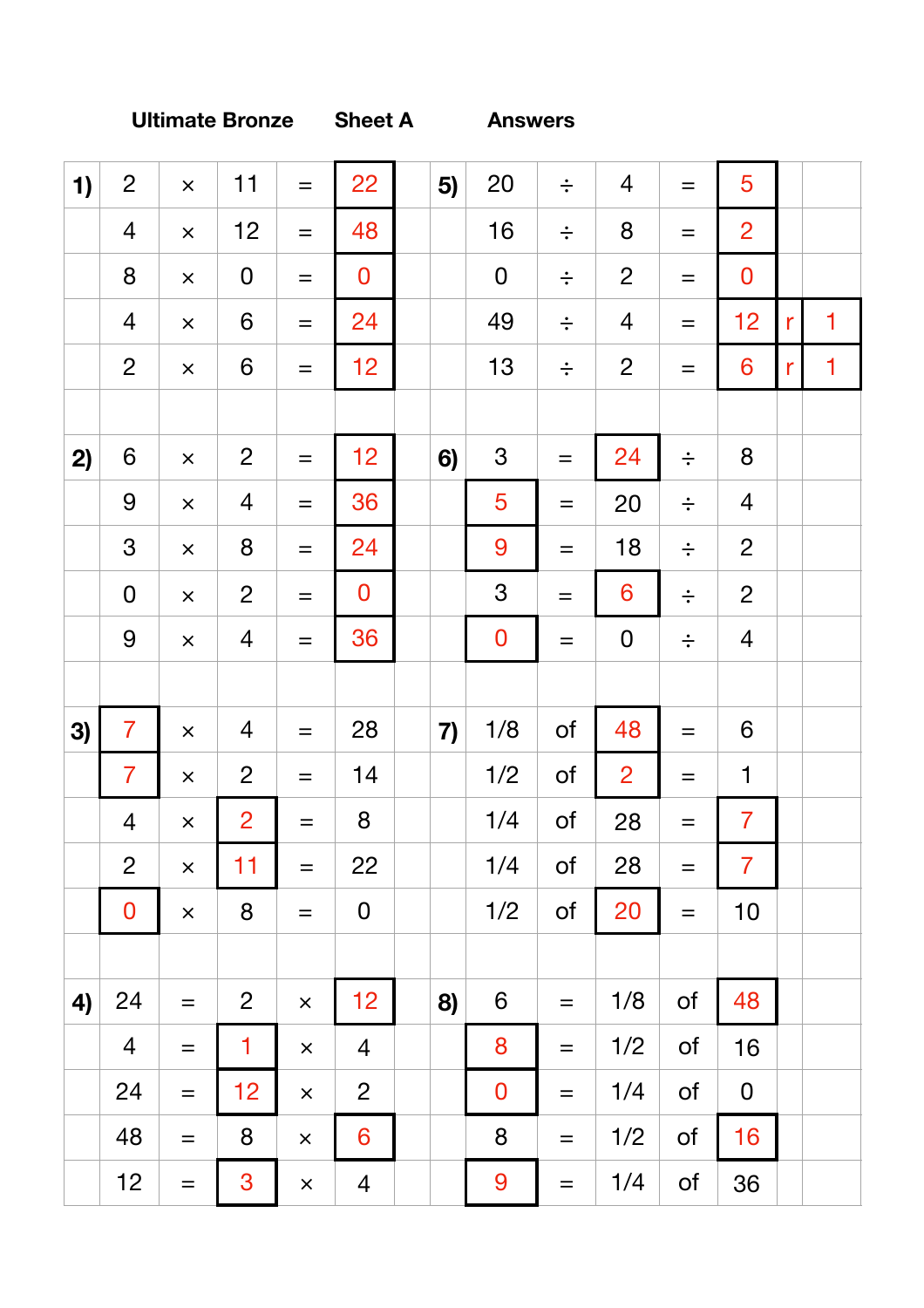**Ultimate Bronze** **Sheet A** **Answers**

| | | | | | | | | | | | | | |
|---|---|---|---|---|---|---|---|---|---|---|---|---|---|
| **1)** | 2 | × | 11 | = | 22 | **5)** | 20 | ÷ | 4 | = | 5 | | |
| | 4 | × | 12 | = | 48 | | 16 | ÷ | 8 | = | 2 | | |
| | 8 | × | 0 | = | 0 | | 0 | ÷ | 2 | = | 0 | | |
| | 4 | × | 6 | = | 24 | | 49 | ÷ | 4 | = | 12 | r | 1 |
| | 2 | × | 6 | = | 12 | | 13 | ÷ | 2 | = | 6 | r | 1 |
| | | | | | | | | | | | | | |
| **2)** | 6 | × | 2 | = | 12 | **6)** | 3 | = | 24 | ÷ | 8 | | |
| | 9 | × | 4 | = | 36 | | 5 | = | 20 | ÷ | 4 | | |
| | 3 | × | 8 | = | 24 | | 9 | = | 18 | ÷ | 2 | | |
| | 0 | × | 2 | = | 0 | | 3 | = | 6 | ÷ | 2 | | |
| | 9 | × | 4 | = | 36 | | 0 | = | 0 | ÷ | 4 | | |
| | | | | | | | | | | | | | |
| **3)** | 7 | × | 4 | = | 28 | **7)** | 1/8 | of | 48 | = | 6 | | |
| | 7 | × | 2 | = | 14 | | 1/2 | of | 2 | = | 1 | | |
| | 4 | × | 2 | = | 8 | | 1/4 | of | 28 | = | 7 | | |
| | 2 | × | 11 | = | 22 | | 1/4 | of | 28 | = | 7 | | |
| | 0 | × | 8 | = | 0 | | 1/2 | of | 20 | = | 10 | | |
| | | | | | | | | | | | | | |
| **4)** | 24 | = | 2 | × | 12 | **8)** | 6 | = | 1/8 | of | 48 | | |
| | 4 | = | 1 | × | 4 | | 8 | = | 1/2 | of | 16 | | |
| | 24 | = | 12 | × | 2 | | 0 | = | 1/4 | of | 0 | | |
| | 48 | = | 8 | × | 6 | | 8 | = | 1/2 | of | 16 | | |
| | 12 | = | 3 | × | 4 | | 9 | = | 1/4 | of | 36 | | |